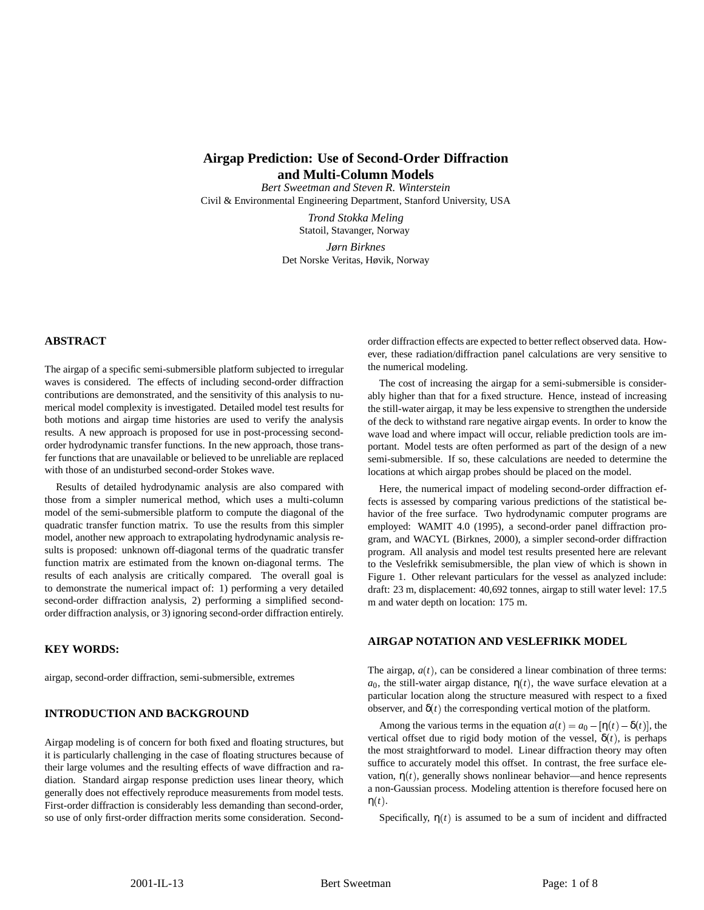# Airgap Prediction: Use of Second-Order Diffraction and Multi-Column Models

*Bert Sweetman and Steven R. Winterstein*
Civil & Environmental Engineering Department, Stanford University, USA

*Trond Stokka Meling*
Statoil, Stavanger, Norway

*Jørn Birknes*
Det Norske Veritas, Høvik, Norway

## ABSTRACT

The airgap of a specific semi-submersible platform subjected to irregular waves is considered. The effects of including second-order diffraction contributions are demonstrated, and the sensitivity of this analysis to numerical model complexity is investigated. Detailed model test results for both motions and airgap time histories are used to verify the analysis results. A new approach is proposed for use in post-processing second-order hydrodynamic transfer functions. In the new approach, those transfer functions that are unavailable or believed to be unreliable are replaced with those of an undisturbed second-order Stokes wave.

Results of detailed hydrodynamic analysis are also compared with those from a simpler numerical method, which uses a multi-column model of the semi-submersible platform to compute the diagonal of the quadratic transfer function matrix. To use the results from this simpler model, another new approach to extrapolating hydrodynamic analysis results is proposed: unknown off-diagonal terms of the quadratic transfer function matrix are estimated from the known on-diagonal terms. The results of each analysis are critically compared. The overall goal is to demonstrate the numerical impact of: 1) performing a very detailed second-order diffraction analysis, 2) performing a simplified second-order diffraction analysis, or 3) ignoring second-order diffraction entirely.

## KEY WORDS:

airgap, second-order diffraction, semi-submersible, extremes

## INTRODUCTION AND BACKGROUND

Airgap modeling is of concern for both fixed and floating structures, but it is particularly challenging in the case of floating structures because of their large volumes and the resulting effects of wave diffraction and radiation. Standard airgap response prediction uses linear theory, which generally does not effectively reproduce measurements from model tests. First-order diffraction is considerably less demanding than second-order, so use of only first-order diffraction merits some consideration. Second-order diffraction effects are expected to better reflect observed data. However, these radiation/diffraction panel calculations are very sensitive to the numerical modeling.

The cost of increasing the airgap for a semi-submersible is considerably higher than that for a fixed structure. Hence, instead of increasing the still-water airgap, it may be less expensive to strengthen the underside of the deck to withstand rare negative airgap events. In order to know the wave load and where impact will occur, reliable prediction tools are important. Model tests are often performed as part of the design of a new semi-submersible. If so, these calculations are needed to determine the locations at which airgap probes should be placed on the model.

Here, the numerical impact of modeling second-order diffraction effects is assessed by comparing various predictions of the statistical behavior of the free surface. Two hydrodynamic computer programs are employed: WAMIT 4.0 (1995), a second-order panel diffraction program, and WACYL (Birknes, 2000), a simpler second-order diffraction program. All analysis and model test results presented here are relevant to the Veslefrikk semisubmersible, the plan view of which is shown in Figure 1. Other relevant particulars for the vessel as analyzed include: draft: 23 m, displacement: 40,692 tonnes, airgap to still water level: 17.5 m and water depth on location: 175 m.

## AIRGAP NOTATION AND VESLEFRIKK MODEL

The airgap, $a(t)$, can be considered a linear combination of three terms: $a_0$, the still-water airgap distance, $\eta(t)$, the wave surface elevation at a particular location along the structure measured with respect to a fixed observer, and $\delta(t)$ the corresponding vertical motion of the platform.

Among the various terms in the equation $a(t) = a_0 - [\eta(t) - \delta(t)]$, the vertical offset due to rigid body motion of the vessel, $\delta(t)$, is perhaps the most straightforward to model. Linear diffraction theory may often suffice to accurately model this offset. In contrast, the free surface elevation, $\eta(t)$, generally shows nonlinear behavior—and hence represents a non-Gaussian process. Modeling attention is therefore focused here on $\eta(t)$.

Specifically, $\eta(t)$ is assumed to be a sum of incident and diffracted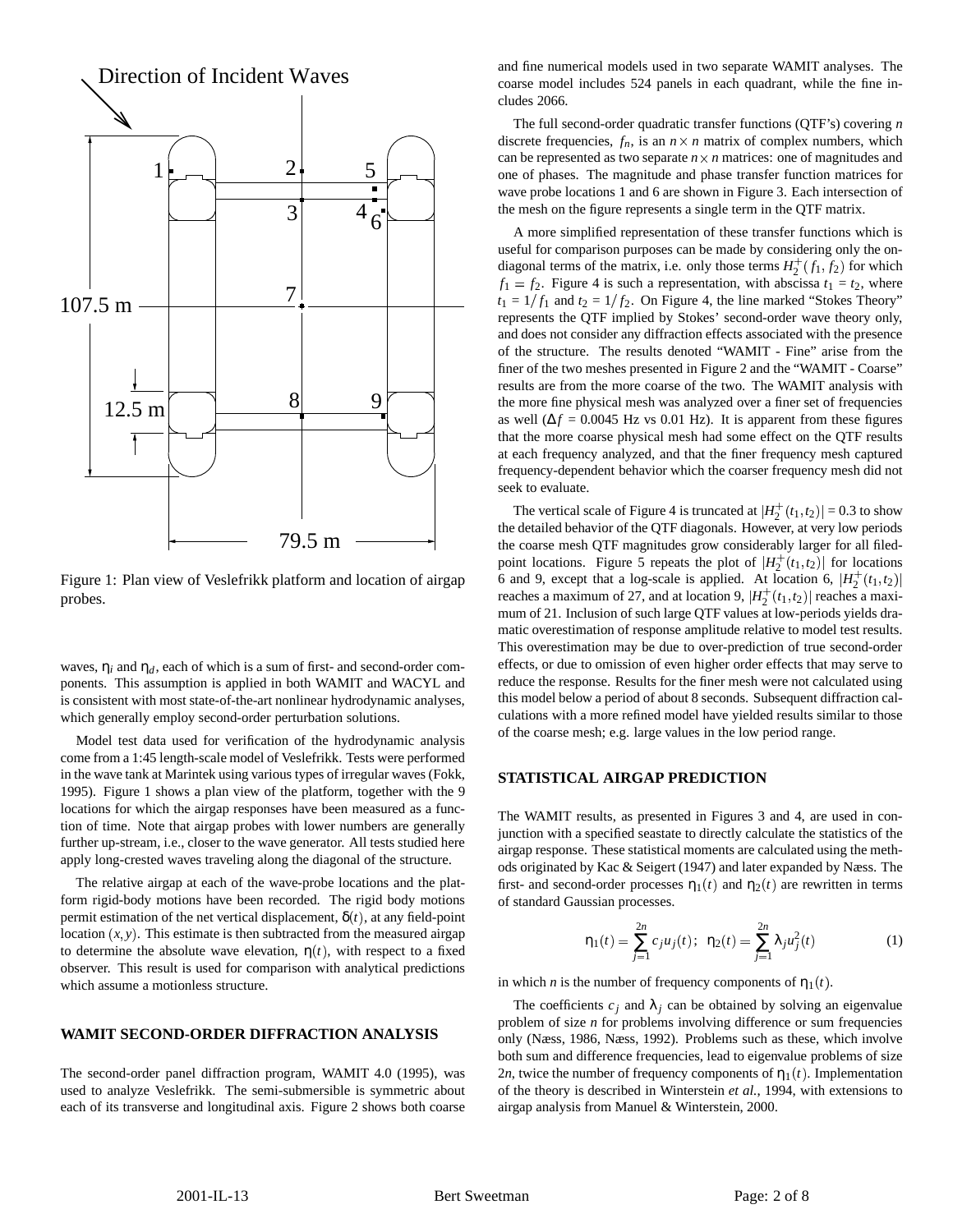Figure 1: Plan view of Veslefrikk platform and location of airgap probes.

waves, $\eta_i$ and $\eta_d$, each of which is a sum of first- and second-order components. This assumption is applied in both WAMIT and WACYL and is consistent with most state-of-the-art nonlinear hydrodynamic analyses, which generally employ second-order perturbation solutions.

Model test data used for verification of the hydrodynamic analysis come from a 1:45 length-scale model of Veslefrikk. Tests were performed in the wave tank at Marintek using various types of irregular waves (Fokk, 1995). Figure 1 shows a plan view of the platform, together with the 9 locations for which the airgap responses have been measured as a function of time. Note that airgap probes with lower numbers are generally further up-stream, i.e., closer to the wave generator. All tests studied here apply long-crested waves traveling along the diagonal of the structure.

The relative airgap at each of the wave-probe locations and the platform rigid-body motions have been recorded. The rigid body motions permit estimation of the net vertical displacement, $\delta(t)$, at any field-point location $(x,y)$. This estimate is then subtracted from the measured airgap to determine the absolute wave elevation, $\eta(t)$, with respect to a fixed observer. This result is used for comparison with analytical predictions which assume a motionless structure.

## WAMIT SECOND-ORDER DIFFRACTION ANALYSIS

The second-order panel diffraction program, WAMIT 4.0 (1995), was used to analyze Veslefrikk. The semi-submersible is symmetric about each of its transverse and longitudinal axis. Figure 2 shows both coarse and fine numerical models used in two separate WAMIT analyses. The coarse model includes 524 panels in each quadrant, while the fine includes 2066.

The full second-order quadratic transfer functions (QTF's) covering $n$ discrete frequencies, $f_n$, is an $n \times n$ matrix of complex numbers, which can be represented as two separate $n \times n$ matrices: one of magnitudes and one of phases. The magnitude and phase transfer function matrices for wave probe locations 1 and 6 are shown in Figure 3. Each intersection of the mesh on the figure represents a single term in the QTF matrix.

A more simplified representation of these transfer functions which is useful for comparison purposes can be made by considering only the on-diagonal terms of the matrix, i.e. only those terms $H_2^+(f_1, f_2)$ for which $f_1 = f_2$. Figure 4 is such a representation, with abscissa $t_1 = t_2$, where $t_1 = 1/f_1$ and $t_2 = 1/f_2$. On Figure 4, the line marked "Stokes Theory" represents the QTF implied by Stokes' second-order wave theory only, and does not consider any diffraction effects associated with the presence of the structure. The results denoted "WAMIT - Fine" arise from the finer of the two meshes presented in Figure 2 and the "WAMIT - Coarse" results are from the more coarse of the two. The WAMIT analysis with the more fine physical mesh was analyzed over a finer set of frequencies as well ($\Delta f$ = 0.0045 Hz vs 0.01 Hz). It is apparent from these figures that the more coarse physical mesh had some effect on the QTF results at each frequency analyzed, and that the finer frequency mesh captured frequency-dependent behavior which the coarser frequency mesh did not seek to evaluate.

The vertical scale of Figure 4 is truncated at $|H_2^+(t_1,t_2)| = 0.3$ to show the detailed behavior of the QTF diagonals. However, at very low periods the coarse mesh QTF magnitudes grow considerably larger for all filed-point locations. Figure 5 repeats the plot of $|H_2^+(t_1,t_2)|$ for locations 6 and 9, except that a log-scale is applied. At location 6, $|H_2^+(t_1,t_2)|$ reaches a maximum of 27, and at location 9, $|H_2^+(t_1,t_2)|$ reaches a maximum of 21. Inclusion of such large QTF values at low-periods yields dramatic overestimation of response amplitude relative to model test results. This overestimation may be due to over-prediction of true second-order effects, or due to omission of even higher order effects that may serve to reduce the response. Results for the finer mesh were not calculated using this model below a period of about 8 seconds. Subsequent diffraction calculations with a more refined model have yielded results similar to those of the coarse mesh; e.g. large values in the low period range.

## STATISTICAL AIRGAP PREDICTION

The WAMIT results, as presented in Figures 3 and 4, are used in conjunction with a specified seastate to directly calculate the statistics of the airgap response. These statistical moments are calculated using the methods originated by Kac & Seigert (1947) and later expanded by Næss. The first- and second-order processes $\eta_1(t)$ and $\eta_2(t)$ are rewritten in terms of standard Gaussian processes.

$$\eta_1(t) = \sum_{j=1}^{2n} c_j u_j(t); \quad \eta_2(t) = \sum_{j=1}^{2n} \lambda_j u_j^2(t) \tag{1}$$

in which $n$ is the number of frequency components of $\eta_1(t)$.

The coefficients $c_j$ and $\lambda_j$ can be obtained by solving an eigenvalue problem of size $n$ for problems involving difference or sum frequencies only (Næss, 1986, Næss, 1992). Problems such as these, which involve both sum and difference frequencies, lead to eigenvalue problems of size $2n$, twice the number of frequency components of $\eta_1(t)$. Implementation of the theory is described in Winterstein *et al.*, 1994, with extensions to airgap analysis from Manuel & Winterstein, 2000.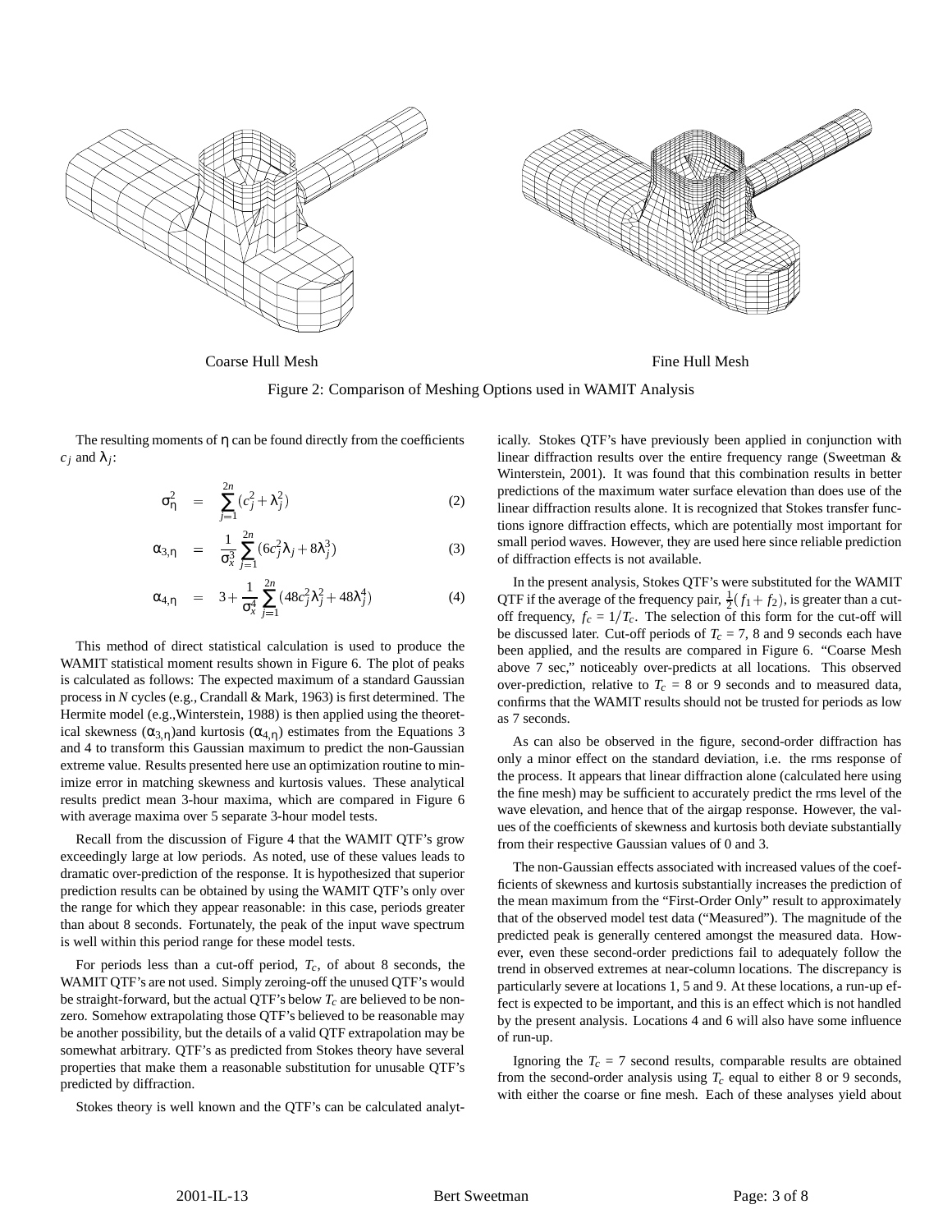Coarse Hull Mesh

Fine Hull Mesh

Figure 2: Comparison of Meshing Options used in WAMIT Analysis

The resulting moments of $\eta$ can be found directly from the coefficients $c_j$ and $\lambda_j$:

$$\sigma_\eta^2 = \sum_{j=1}^{2n} (c_j^2 + \lambda_j^2) \tag{2}$$

$$\alpha_{3,\eta} = \frac{1}{\sigma_x^3} \sum_{j=1}^{2n} (6c_j^2 \lambda_j + 8\lambda_j^3) \tag{3}$$

$$\alpha_{4,\eta} = 3 + \frac{1}{\sigma_x^4} \sum_{j=1}^{2n} (48c_j^2 \lambda_j^2 + 48\lambda_j^4) \tag{4}$$

This method of direct statistical calculation is used to produce the WAMIT statistical moment results shown in Figure 6. The plot of peaks is calculated as follows: The expected maximum of a standard Gaussian process in $N$ cycles (e.g., Crandall & Mark, 1963) is first determined. The Hermite model (e.g.,Winterstein, 1988) is then applied using the theoretical skewness ($\alpha_{3,\eta}$)and kurtosis ($\alpha_{4,\eta}$) estimates from the Equations 3 and 4 to transform this Gaussian maximum to predict the non-Gaussian extreme value. Results presented here use an optimization routine to minimize error in matching skewness and kurtosis values. These analytical results predict mean 3-hour maxima, which are compared in Figure 6 with average maxima over 5 separate 3-hour model tests.

Recall from the discussion of Figure 4 that the WAMIT QTF's grow exceedingly large at low periods. As noted, use of these values leads to dramatic over-prediction of the response. It is hypothesized that superior prediction results can be obtained by using the WAMIT QTF's only over the range for which they appear reasonable: in this case, periods greater than about 8 seconds. Fortunately, the peak of the input wave spectrum is well within this period range for these model tests.

For periods less than a cut-off period, $T_c$, of about 8 seconds, the WAMIT QTF's are not used. Simply zeroing-off the unused QTF's would be straight-forward, but the actual QTF's below $T_c$ are believed to be non-zero. Somehow extrapolating those QTF's believed to be reasonable may be another possibility, but the details of a valid QTF extrapolation may be somewhat arbitrary. QTF's as predicted from Stokes theory have several properties that make them a reasonable substitution for unusable QTF's predicted by diffraction.

Stokes theory is well known and the QTF's can be calculated analytically. Stokes QTF's have previously been applied in conjunction with linear diffraction results over the entire frequency range (Sweetman & Winterstein, 2001). It was found that this combination results in better predictions of the maximum water surface elevation than does use of the linear diffraction results alone. It is recognized that Stokes transfer functions ignore diffraction effects, which are potentially most important for small period waves. However, they are used here since reliable prediction of diffraction effects is not available.

In the present analysis, Stokes QTF's were substituted for the WAMIT QTF if the average of the frequency pair, $\frac{1}{2}(f_1 + f_2)$, is greater than a cut-off frequency, $f_c = 1/T_c$. The selection of this form for the cut-off will be discussed later. Cut-off periods of $T_c$ = 7, 8 and 9 seconds each have been applied, and the results are compared in Figure 6. "Coarse Mesh above 7 sec," noticeably over-predicts at all locations. This observed over-prediction, relative to $T_c$ = 8 or 9 seconds and to measured data, confirms that the WAMIT results should not be trusted for periods as low as 7 seconds.

As can also be observed in the figure, second-order diffraction has only a minor effect on the standard deviation, i.e. the rms response of the process. It appears that linear diffraction alone (calculated here using the fine mesh) may be sufficient to accurately predict the rms level of the wave elevation, and hence that of the airgap response. However, the values of the coefficients of skewness and kurtosis both deviate substantially from their respective Gaussian values of 0 and 3.

The non-Gaussian effects associated with increased values of the coefficients of skewness and kurtosis substantially increases the prediction of the mean maximum from the "First-Order Only" result to approximately that of the observed model test data ("Measured"). The magnitude of the predicted peak is generally centered amongst the measured data. However, even these second-order predictions fail to adequately follow the trend in observed extremes at near-column locations. The discrepancy is particularly severe at locations 1, 5 and 9. At these locations, a run-up effect is expected to be important, and this is an effect which is not handled by the present analysis. Locations 4 and 6 will also have some influence of run-up.

Ignoring the $T_c$ = 7 second results, comparable results are obtained from the second-order analysis using $T_c$ equal to either 8 or 9 seconds, with either the coarse or fine mesh. Each of these analyses yield about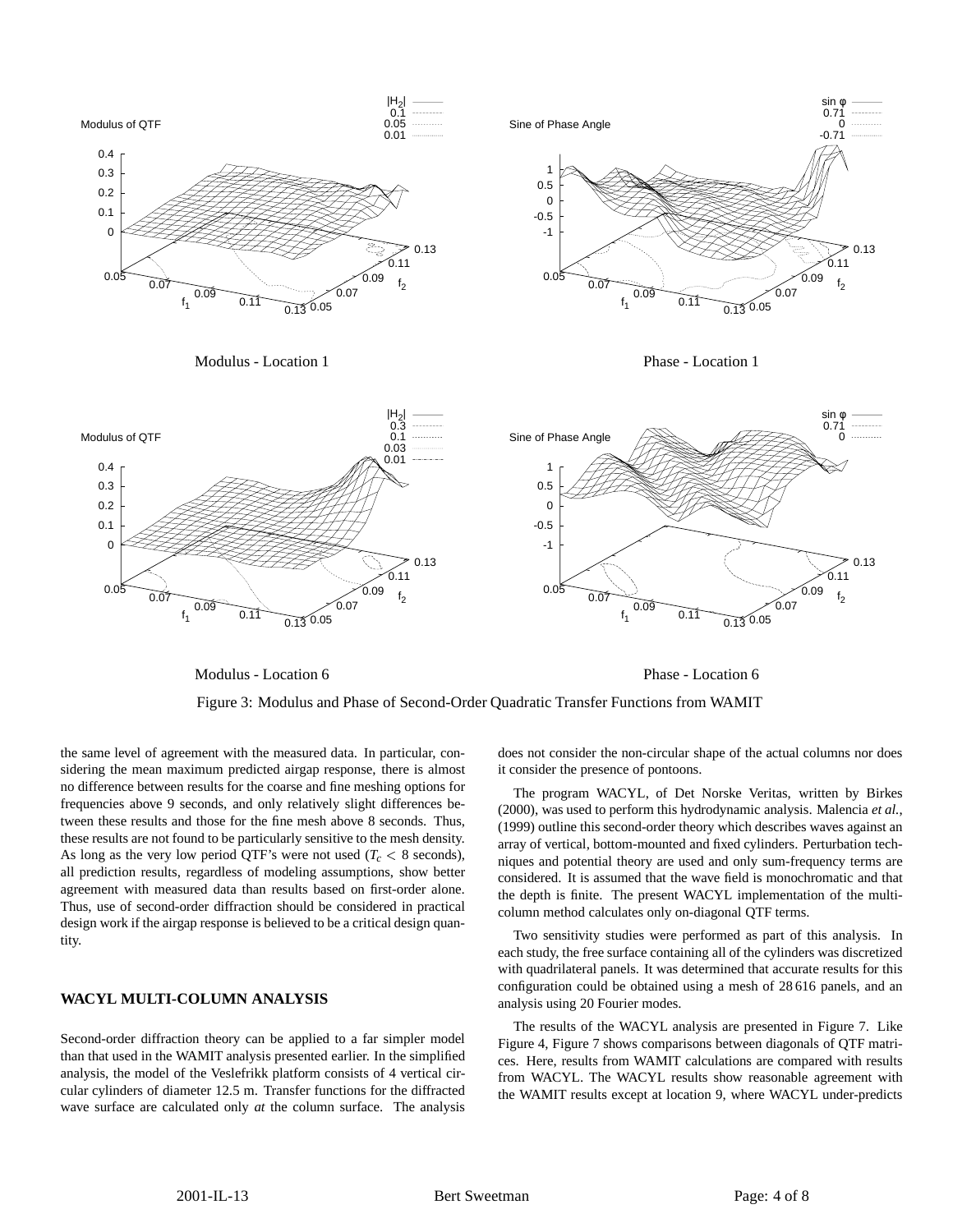Modulus - Location 1

Phase - Location 1

Modulus - Location 6

Phase - Location 6

Figure 3: Modulus and Phase of Second-Order Quadratic Transfer Functions from WAMIT

the same level of agreement with the measured data. In particular, considering the mean maximum predicted airgap response, there is almost no difference between results for the coarse and fine meshing options for frequencies above 9 seconds, and only relatively slight differences between these results and those for the fine mesh above 8 seconds. Thus, these results are not found to be particularly sensitive to the mesh density. As long as the very low period QTF's were not used ($T_c < 8$ seconds), all prediction results, regardless of modeling assumptions, show better agreement with measured data than results based on first-order alone. Thus, use of second-order diffraction should be considered in practical design work if the airgap response is believed to be a critical design quantity.

## WACYL MULTI-COLUMN ANALYSIS

Second-order diffraction theory can be applied to a far simpler model than that used in the WAMIT analysis presented earlier. In the simplified analysis, the model of the Veslefrikk platform consists of 4 vertical circular cylinders of diameter 12.5 m. Transfer functions for the diffracted wave surface are calculated only *at* the column surface. The analysis does not consider the non-circular shape of the actual columns nor does it consider the presence of pontoons.

The program WACYL, of Det Norske Veritas, written by Birkes (2000), was used to perform this hydrodynamic analysis. Malencia *et al.*, (1999) outline this second-order theory which describes waves against an array of vertical, bottom-mounted and fixed cylinders. Perturbation techniques and potential theory are used and only sum-frequency terms are considered. It is assumed that the wave field is monochromatic and that the depth is finite. The present WACYL implementation of the multi-column method calculates only on-diagonal QTF terms.

Two sensitivity studies were performed as part of this analysis. In each study, the free surface containing all of the cylinders was discretized with quadrilateral panels. It was determined that accurate results for this configuration could be obtained using a mesh of 28 616 panels, and an analysis using 20 Fourier modes.

The results of the WACYL analysis are presented in Figure 7. Like Figure 4, Figure 7 shows comparisons between diagonals of QTF matrices. Here, results from WAMIT calculations are compared with results from WACYL. The WACYL results show reasonable agreement with the WAMIT results except at location 9, where WACYL under-predicts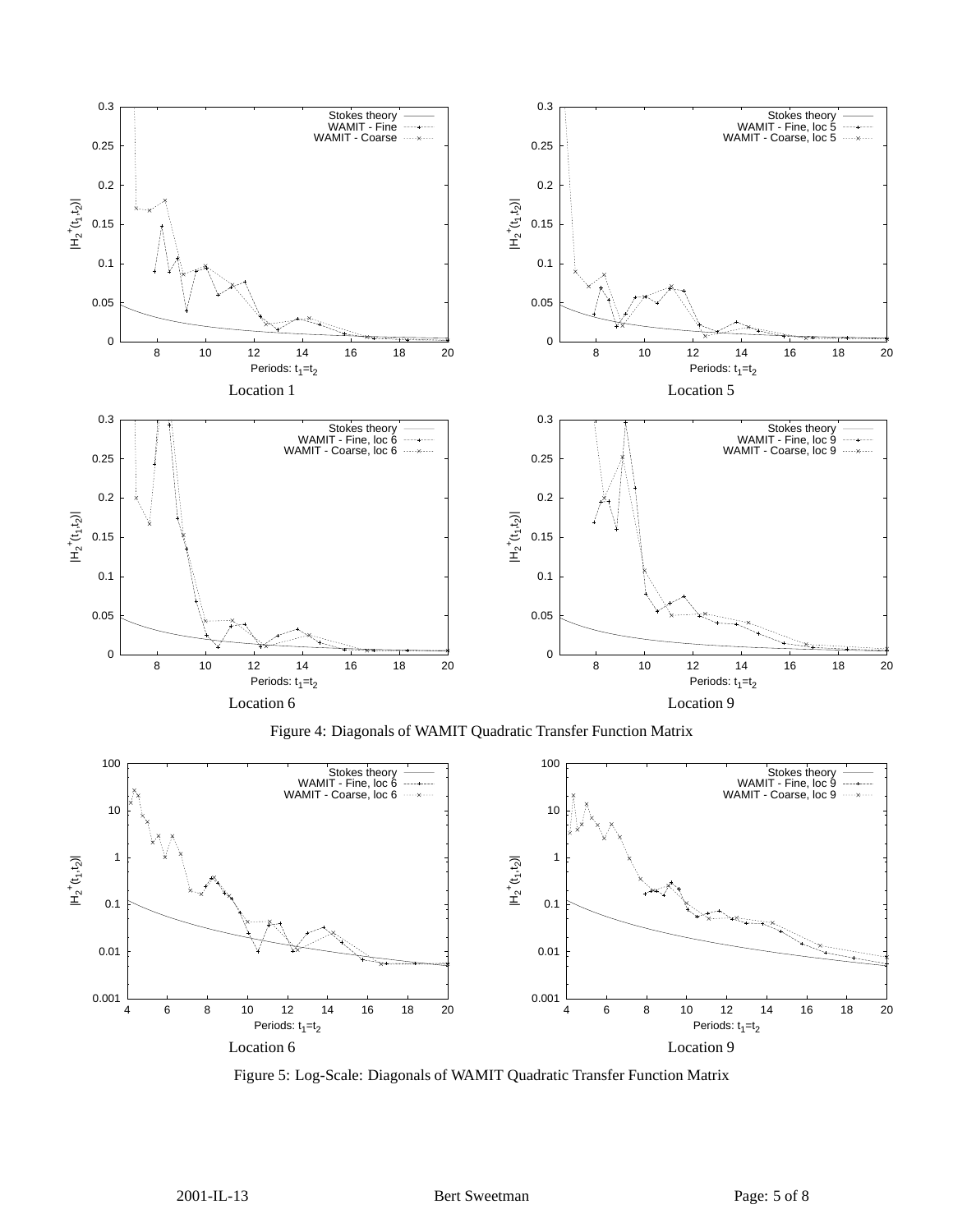Location 1

Location 5

Location 6

Location 9

Figure 4: Diagonals of WAMIT Quadratic Transfer Function Matrix

Location 6

Location 9

Figure 5: Log-Scale: Diagonals of WAMIT Quadratic Transfer Function Matrix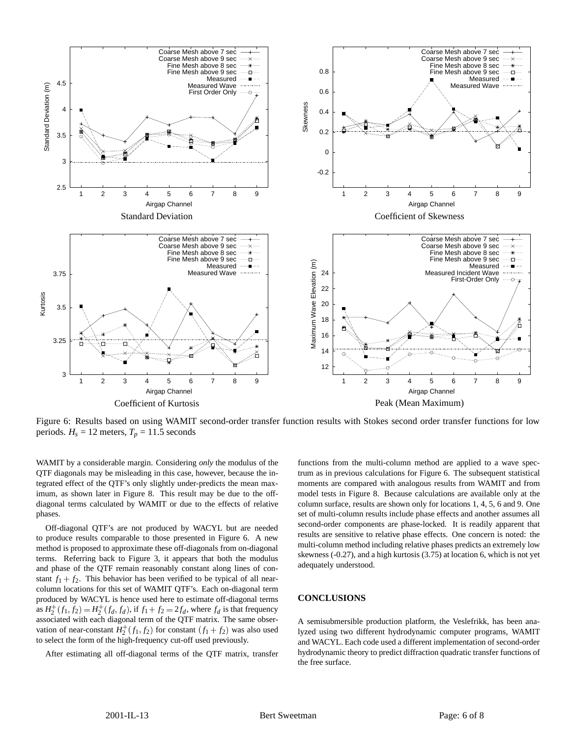Standard Deviation

Coefficient of Skewness

Coefficient of Kurtosis

Peak (Mean Maximum)

Figure 6: Results based on using WAMIT second-order transfer function results with Stokes second order transfer functions for low periods. $H_s$ = 12 meters, $T_p$ = 11.5 seconds

WAMIT by a considerable margin. Considering *only* the modulus of the QTF diagonals may be misleading in this case, however, because the integrated effect of the QTF's only slightly under-predicts the mean maximum, as shown later in Figure 8. This result may be due to the off-diagonal terms calculated by WAMIT or due to the effects of relative phases.

Off-diagonal QTF's are not produced by WACYL but are needed to produce results comparable to those presented in Figure 6. A new method is proposed to approximate these off-diagonals from on-diagonal terms. Referring back to Figure 3, it appears that both the modulus and phase of the QTF remain reasonably constant along lines of constant $f_1 + f_2$. This behavior has been verified to be typical of all near-column locations for this set of WAMIT QTF's. Each on-diagonal term produced by WACYL is hence used here to estimate off-diagonal terms as $H_2^+(f_1, f_2) = H_2^+(f_d, f_d)$, if $f_1 + f_2 = 2f_d$, where $f_d$ is that frequency associated with each diagonal term of the QTF matrix. The same observation of near-constant $H_2^+(f_1, f_2)$ for constant $(f_1 + f_2)$ was also used to select the form of the high-frequency cut-off used previously.

After estimating all off-diagonal terms of the QTF matrix, transfer functions from the multi-column method are applied to a wave spectrum as in previous calculations for Figure 6. The subsequent statistical moments are compared with analogous results from WAMIT and from model tests in Figure 8. Because calculations are available only at the column surface, results are shown only for locations 1, 4, 5, 6 and 9. One set of multi-column results include phase effects and another assumes all second-order components are phase-locked. It is readily apparent that results are sensitive to relative phase effects. One concern is noted: the multi-column method including relative phases predicts an extremely low skewness (-0.27), and a high kurtosis (3.75) at location 6, which is not yet adequately understood.

## CONCLUSIONS

A semisubmersible production platform, the Veslefrikk, has been analyzed using two different hydrodynamic computer programs, WAMIT and WACYL. Each code used a different implementation of second-order hydrodynamic theory to predict diffraction quadratic transfer functions of the free surface.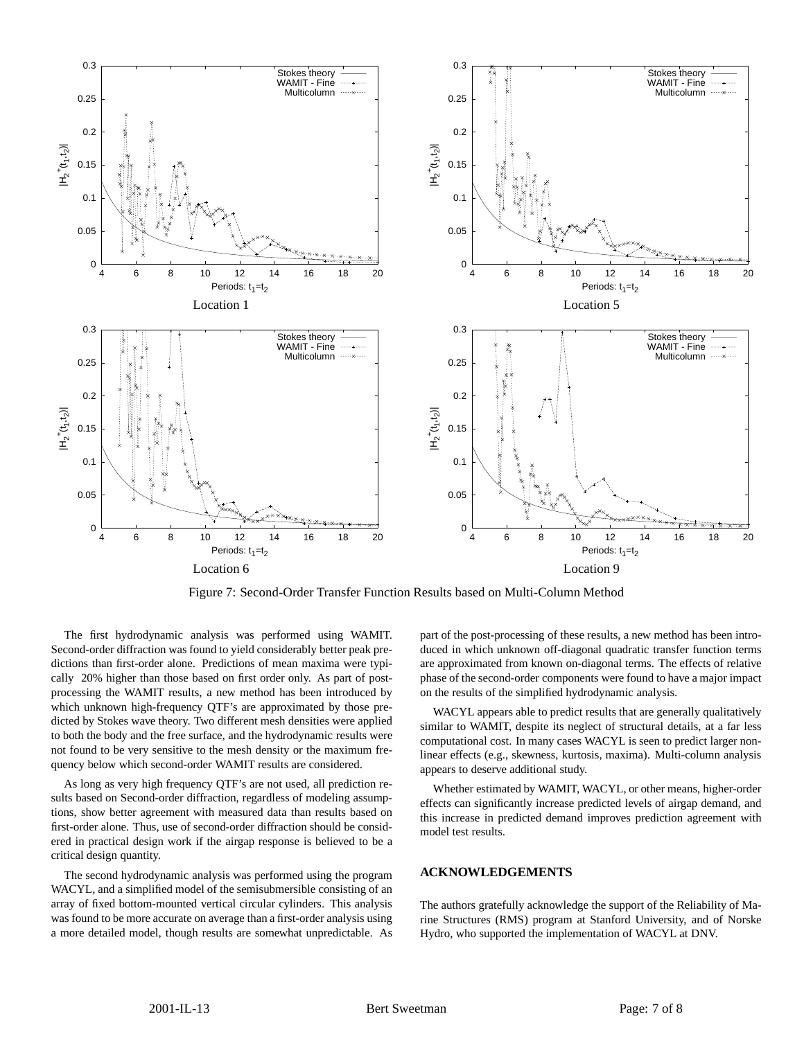Location 1

Location 5

Location 6

Location 9

Figure 7: Second-Order Transfer Function Results based on Multi-Column Method

The first hydrodynamic analysis was performed using WAMIT. Second-order diffraction was found to yield considerably better peak predictions than first-order alone. Predictions of mean maxima were typically 20% higher than those based on first order only. As part of post-processing the WAMIT results, a new method has been introduced by which unknown high-frequency QTF's are approximated by those predicted by Stokes wave theory. Two different mesh densities were applied to both the body and the free surface, and the hydrodynamic results were not found to be very sensitive to the mesh density or the maximum frequency below which second-order WAMIT results are considered.

As long as very high frequency QTF's are not used, all prediction results based on Second-order diffraction, regardless of modeling assumptions, show better agreement with measured data than results based on first-order alone. Thus, use of second-order diffraction should be considered in practical design work if the airgap response is believed to be a critical design quantity.

The second hydrodynamic analysis was performed using the program WACYL, and a simplified model of the semisubmersible consisting of an array of fixed bottom-mounted vertical circular cylinders. This analysis was found to be more accurate on average than a first-order analysis using a more detailed model, though results are somewhat unpredictable. As part of the post-processing of these results, a new method has been introduced in which unknown off-diagonal quadratic transfer function terms are approximated from known on-diagonal terms. The effects of relative phase of the second-order components were found to have a major impact on the results of the simplified hydrodynamic analysis.

WACYL appears able to predict results that are generally qualitatively similar to WAMIT, despite its neglect of structural details, at a far less computational cost. In many cases WACYL is seen to predict larger nonlinear effects (e.g., skewness, kurtosis, maxima). Multi-column analysis appears to deserve additional study.

Whether estimated by WAMIT, WACYL, or other means, higher-order effects can significantly increase predicted levels of airgap demand, and this increase in predicted demand improves prediction agreement with model test results.

## ACKNOWLEDGEMENTS

The authors gratefully acknowledge the support of the Reliability of Marine Structures (RMS) program at Stanford University, and of Norske Hydro, who supported the implementation of WACYL at DNV.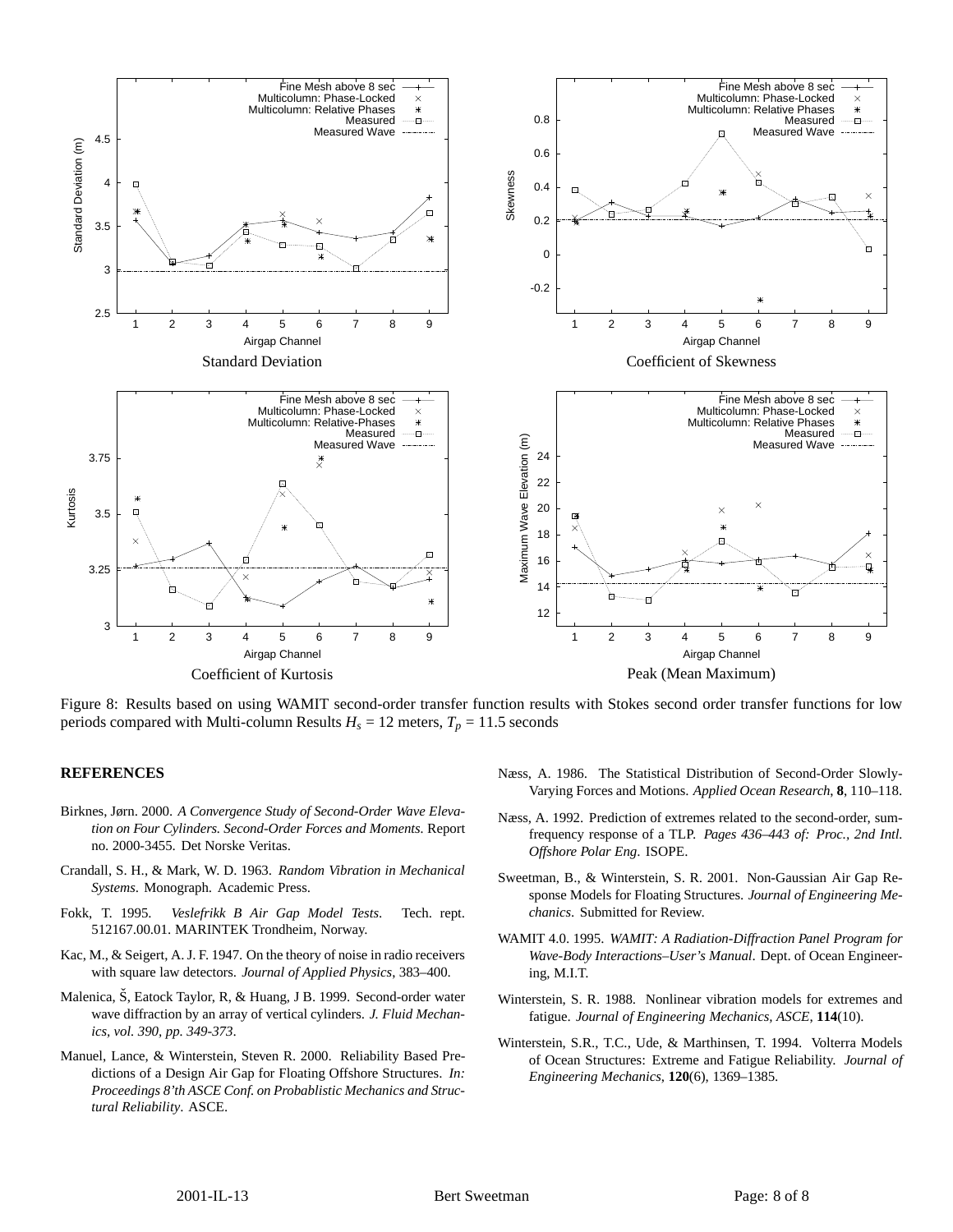Fine Mesh above 8 sec
Multicolumn: Phase-Locked
Multicolumn: Relative Phases
Measured
Measured Wave

Standard Deviation (m)
4.5
4
3.5
3
2.5
1 2 3 4 5 6 7 8 9
Airgap Channel

Standard Deviation

Fine Mesh above 8 sec
Multicolumn: Phase-Locked
Multicolumn: Relative Phases
Measured
Measured Wave

Skewness
0.8
0.6
0.4
0.2
0
-0.2
1 2 3 4 5 6 7 8 9
Airgap Channel

Coefficient of Skewness

Fine Mesh above 8 sec
Multicolumn: Phase-Locked
Multicolumn: Relative-Phases
Measured
Measured Wave

Kurtosis
3.75
3.5
3.25
3
1 2 3 4 5 6 7 8 9
Airgap Channel

Coefficient of Kurtosis

Fine Mesh above 8 sec
Multicolumn: Phase-Locked
Multicolumn: Relative Phases
Measured
Measured Wave

Maximum Wave Elevation (m)
24
22
20
18
16
14
12
1 2 3 4 5 6 7 8 9
Airgap Channel

Peak (Mean Maximum)

Figure 8: Results based on using WAMIT second-order transfer function results with Stokes second order transfer functions for low periods compared with Multi-column Results $H_s$ = 12 meters, $T_p$ = 11.5 seconds

## REFERENCES

Birknes, Jørn. 2000. *A Convergence Study of Second-Order Wave Elevation on Four Cylinders. Second-Order Forces and Moments*. Report no. 2000-3455. Det Norske Veritas.

Crandall, S. H., & Mark, W. D. 1963. *Random Vibration in Mechanical Systems*. Monograph. Academic Press.

Fokk, T. 1995. *Veslefrikk B Air Gap Model Tests*. Tech. rept. 512167.00.01. MARINTEK Trondheim, Norway.

Kac, M., & Seigert, A. J. F. 1947. On the theory of noise in radio receivers with square law detectors. *Journal of Applied Physics*, 383–400.

Malenica, Š, Eatock Taylor, R, & Huang, J B. 1999. Second-order water wave diffraction by an array of vertical cylinders. *J. Fluid Mechanics, vol. 390, pp. 349-373*.

Manuel, Lance, & Winterstein, Steven R. 2000. Reliability Based Predictions of a Design Air Gap for Floating Offshore Structures. *In: Proceedings 8'th ASCE Conf. on Probablistic Mechanics and Structural Reliability*. ASCE.

Næss, A. 1986. The Statistical Distribution of Second-Order Slowly-Varying Forces and Motions. *Applied Ocean Research*, **8**, 110–118.

Næss, A. 1992. Prediction of extremes related to the second-order, sum-frequency response of a TLP. *Pages 436–443 of: Proc., 2nd Intl. Offshore Polar Eng*. ISOPE.

Sweetman, B., & Winterstein, S. R. 2001. Non-Gaussian Air Gap Response Models for Floating Structures. *Journal of Engineering Mechanics*. Submitted for Review.

WAMIT 4.0. 1995. *WAMIT: A Radiation-Diffraction Panel Program for Wave-Body Interactions–User's Manual*. Dept. of Ocean Engineering, M.I.T.

Winterstein, S. R. 1988. Nonlinear vibration models for extremes and fatigue. *Journal of Engineering Mechanics, ASCE*, **114**(10).

Winterstein, S.R., T.C., Ude, & Marthinsen, T. 1994. Volterra Models of Ocean Structures: Extreme and Fatigue Reliability. *Journal of Engineering Mechanics*, **120**(6), 1369–1385.